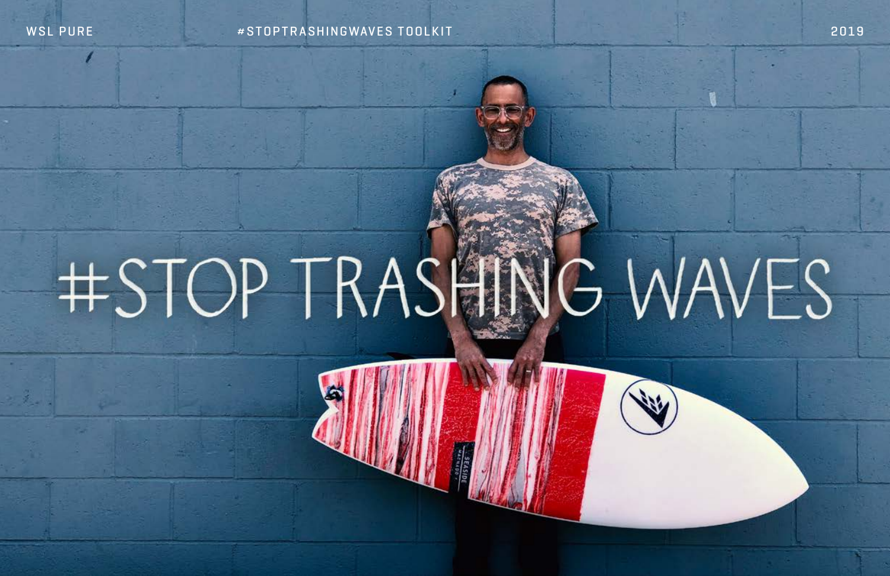# #STOP TRASHING WAVES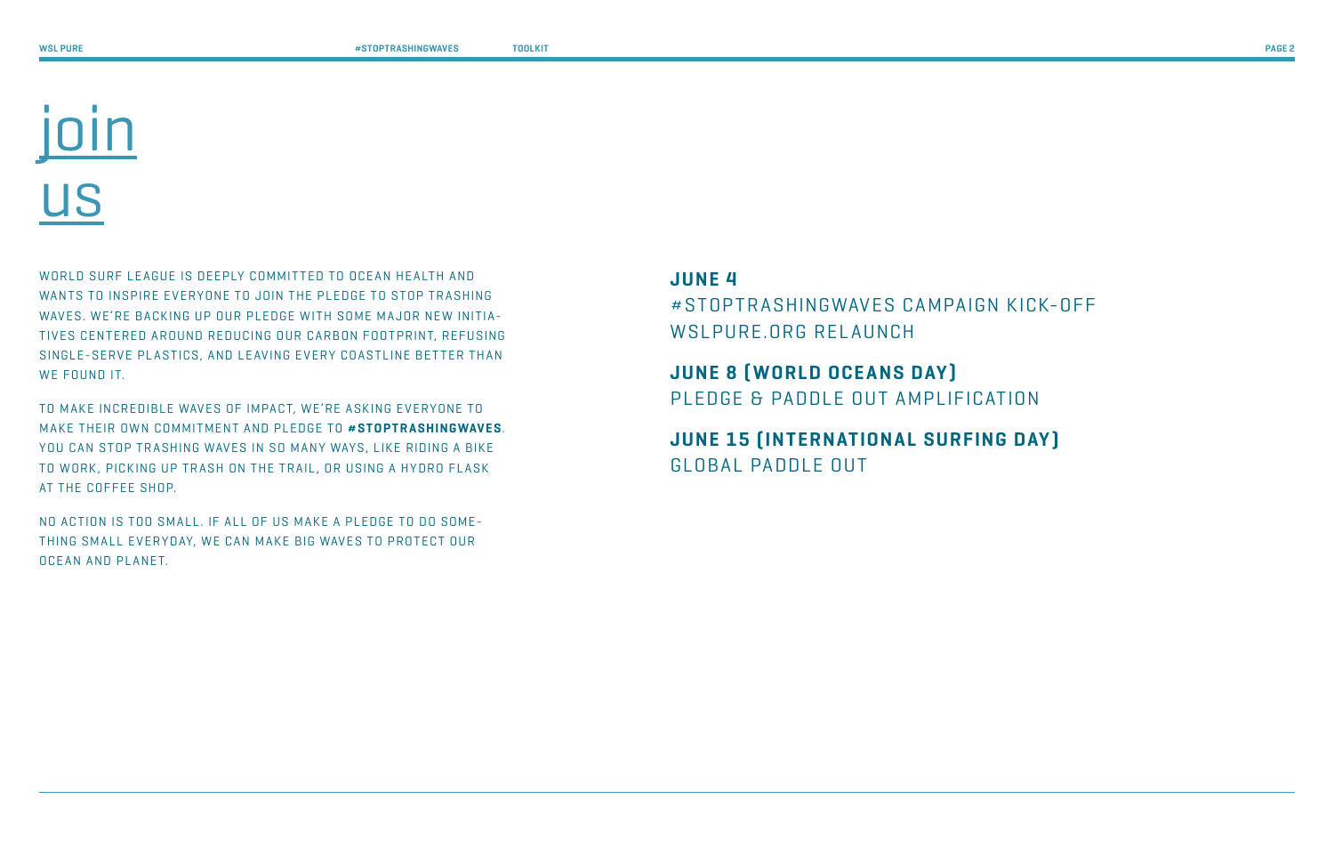# join us

WORLD SURF LEAGUE IS DEEPLY COMMITTED TO OCEAN HEALTH AND WANTS TO INSPIRE EVERYONE TO JOIN THE PLEDGE TO STOP TRASHING WAVES. WE'RE BACKING UP OUR PLEDGE WITH SOME MAJOR NEW INITIATIVES CENTERED AROUND REDUCING OUR CARBON FOOTPRINT, REFUSING SINGLE-SERVE PLASTICS, AND LEAVING EVERY COASTLINE BETTER THAN WE FOUND IT.

TO MAKE INCREDIBLE WAVES OF IMPACT, WE'RE ASKING EVERYONE TO MAKE THEIR OWN COMMITMENT AND PLEDGE TO **#STOPTRASHINGWAVES**. YOU CAN STOP TRASHING WAVES IN SO MANY WAYS, LIKE RIDING A BIKE TO WORK, PICKING UP TRASH ON THE TRAIL, OR USING A HYDRO FLASK AT THE COFFEE SHOP.

NO ACTION IS TOO SMALL. IF ALL OF US MAKE A PLEDGE TO DO SOMETHING SMALL EVERYDAY, WE CAN MAKE BIG WAVES TO PROTECT OUR OCEAN AND PLANET.

**JUNE 4**
#STOPTRASHINGWAVES CAMPAIGN KICK-OFF
WSLPURE.ORG RELAUNCH

**JUNE 8 (WORLD OCEANS DAY)**
PLEDGE & PADDLE OUT AMPLIFICATION

**JUNE 15 (INTERNATIONAL SURFING DAY)**
GLOBAL PADDLE OUT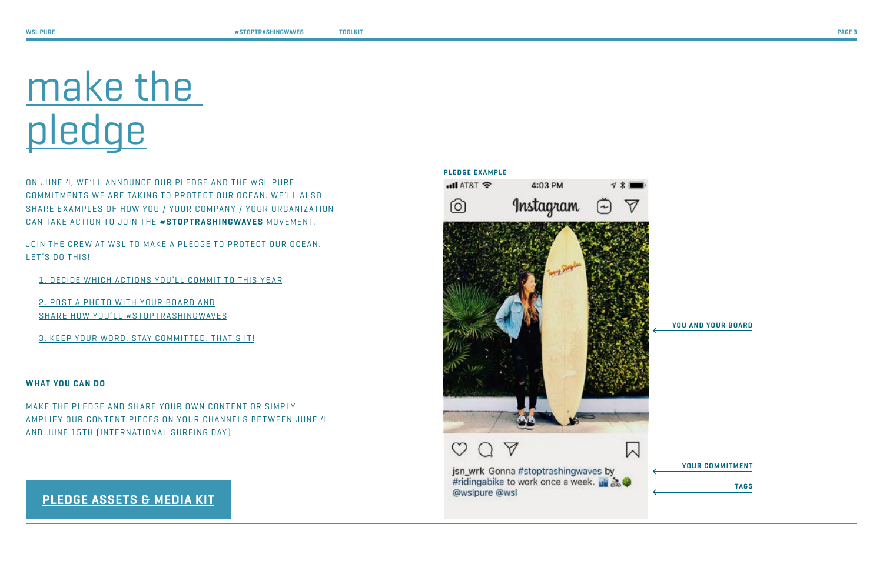# make the pledge

ON JUNE 4, WE'LL ANNOUNCE OUR PLEDGE AND THE WSL PURE COMMITMENTS WE ARE TAKING TO PROTECT OUR OCEAN. WE'LL ALSO SHARE EXAMPLES OF HOW YOU / YOUR COMPANY / YOUR ORGANIZATION CAN TAKE ACTION TO JOIN THE **#STOPTRASHINGWAVES** MOVEMENT.

JOIN THE CREW AT WSL TO MAKE A PLEDGE TO PROTECT OUR OCEAN. LET'S DO THIS!

1. DECIDE WHICH ACTIONS YOU'LL COMMIT TO THIS YEAR
2. POST A PHOTO WITH YOUR BOARD AND SHARE HOW YOU'LL #STOPTRASHINGWAVES
3. KEEP YOUR WORD. STAY COMMITTED. THAT'S IT!

**WHAT YOU CAN DO**

MAKE THE PLEDGE AND SHARE YOUR OWN CONTENT OR SIMPLY AMPLIFY OUR CONTENT PIECES ON YOUR CHANNELS BETWEEN JUNE 4 AND JUNE 15TH (INTERNATIONAL SURFING DAY)

**PLEDGE ASSETS & MEDIA KIT**

**PLEDGE EXAMPLE**

AT&T 4:03 PM

Instagram

jsn_wrk Gonna #stoptrashingwaves by #ridingabike to work once a week. @wslpure @wsl

**YOU AND YOUR BOARD**

**YOUR COMMITMENT**

**TAGS**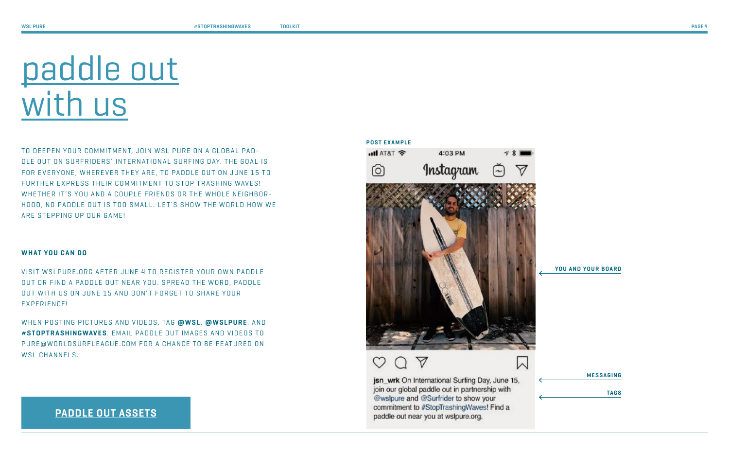# paddle out with us

TO DEEPEN YOUR COMMITMENT, JOIN WSL PURE ON A GLOBAL PADDLE OUT ON SURFRIDERS' INTERNATIONAL SURFING DAY. THE GOAL IS FOR EVERYONE, WHEREVER THEY ARE, TO PADDLE OUT ON JUNE 15 TO FURTHER EXPRESS THEIR COMMITMENT TO STOP TRASHING WAVES! WHETHER IT'S YOU AND A COUPLE FRIENDS OR THE WHOLE NEIGHBORHOOD, NO PADDLE OUT IS TOO SMALL. LET'S SHOW THE WORLD HOW WE ARE STEPPING UP OUR GAME!

**WHAT YOU CAN DO**

VISIT WSLPURE.ORG AFTER JUNE 4 TO REGISTER YOUR OWN PADDLE OUT OR FIND A PADDLE OUT NEAR YOU. SPREAD THE WORD, PADDLE OUT WITH US ON JUNE 15 AND DON'T FORGET TO SHARE YOUR EXPERIENCE!

WHEN POSTING PICTURES AND VIDEOS, TAG **@WSL**, **@WSLPURE**, AND **#STOPTRASHINGWAVES**. EMAIL PADDLE OUT IMAGES AND VIDEOS TO PURE@WORLDSURFLEAGUE.COM FOR A CHANCE TO BE FEATURED ON WSL CHANNELS.

**PADDLE OUT ASSETS**

**POST EXAMPLE**

AT&T 4:03 PM

Instagram

jsn_wrk On International Surfing Day, June 15, join our global paddle out in partnership with @wslpure and @Surfrider to show your commitment to #StopTrashingWaves! Find a paddle out near you at wslpure.org.

**YOU AND YOUR BOARD**

**MESSAGING**

**TAGS**